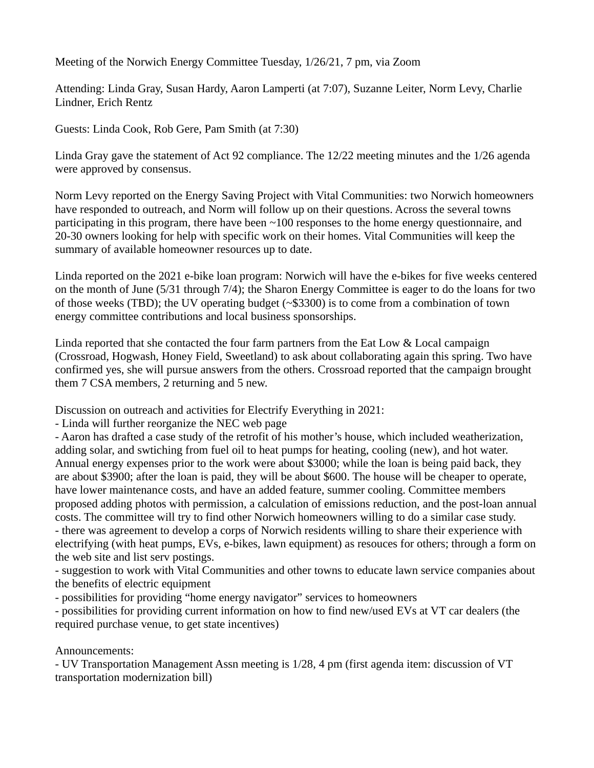Meeting of the Norwich Energy Committee Tuesday, 1/26/21, 7 pm, via Zoom

Attending: Linda Gray, Susan Hardy, Aaron Lamperti (at 7:07), Suzanne Leiter, Norm Levy, Charlie Lindner, Erich Rentz

Guests: Linda Cook, Rob Gere, Pam Smith (at 7:30)

Linda Gray gave the statement of Act 92 compliance. The 12/22 meeting minutes and the 1/26 agenda were approved by consensus.

Norm Levy reported on the Energy Saving Project with Vital Communities: two Norwich homeowners have responded to outreach, and Norm will follow up on their questions. Across the several towns participating in this program, there have been ~100 responses to the home energy questionnaire, and 20-30 owners looking for help with specific work on their homes. Vital Communities will keep the summary of available homeowner resources up to date.

Linda reported on the 2021 e-bike loan program: Norwich will have the e-bikes for five weeks centered on the month of June (5/31 through 7/4); the Sharon Energy Committee is eager to do the loans for two of those weeks (TBD); the UV operating budget (~$3300) is to come from a combination of town energy committee contributions and local business sponsorships.

Linda reported that she contacted the four farm partners from the Eat Low & Local campaign (Crossroad, Hogwash, Honey Field, Sweetland) to ask about collaborating again this spring. Two have confirmed yes, she will pursue answers from the others. Crossroad reported that the campaign brought them 7 CSA members, 2 returning and 5 new.

Discussion on outreach and activities for Electrify Everything in 2021:

- Linda will further reorganize the NEC web page
- Aaron has drafted a case study of the retrofit of his mother's house, which included weatherization, adding solar, and swtiching from fuel oil to heat pumps for heating, cooling (new), and hot water. Annual energy expenses prior to the work were about $3000; while the loan is being paid back, they are about $3900; after the loan is paid, they will be about $600. The house will be cheaper to operate, have lower maintenance costs, and have an added feature, summer cooling. Committee members proposed adding photos with permission, a calculation of emissions reduction, and the post-loan annual costs. The committee will try to find other Norwich homeowners willing to do a similar case study.
- there was agreement to develop a corps of Norwich residents willing to share their experience with electrifying (with heat pumps, EVs, e-bikes, lawn equipment) as resouces for others; through a form on the web site and list serv postings.
- suggestion to work with Vital Communities and other towns to educate lawn service companies about the benefits of electric equipment
- possibilities for providing "home energy navigator" services to homeowners
- possibilities for providing current information on how to find new/used EVs at VT car dealers (the required purchase venue, to get state incentives)

Announcements:

- UV Transportation Management Assn meeting is 1/28, 4 pm (first agenda item: discussion of VT transportation modernization bill)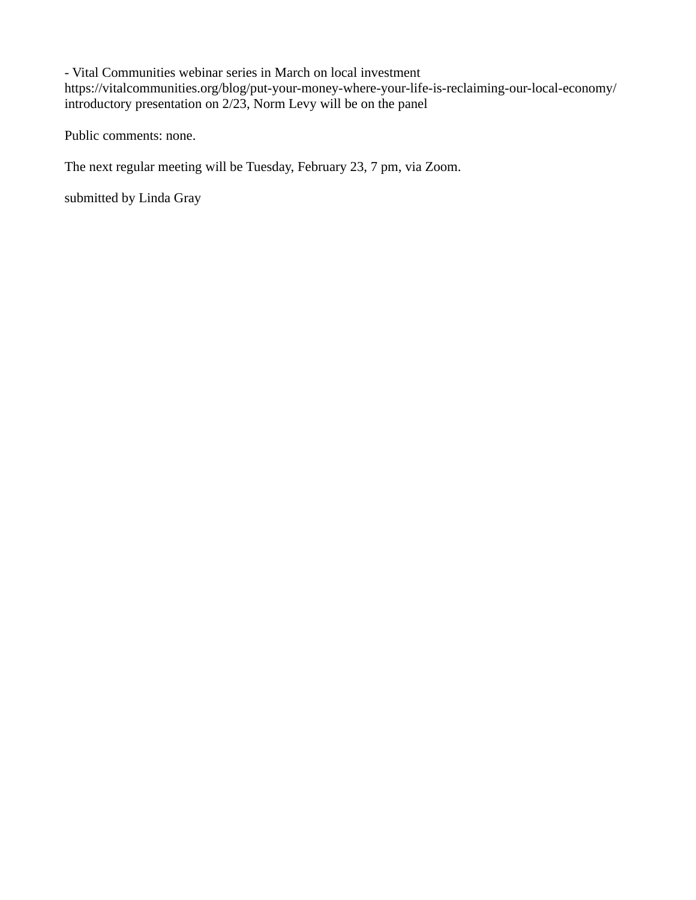- Vital Communities webinar series in March on local investment
https://vitalcommunities.org/blog/put-your-money-where-your-life-is-reclaiming-our-local-economy/
introductory presentation on 2/23, Norm Levy will be on the panel

Public comments: none.

The next regular meeting will be Tuesday, February 23, 7 pm, via Zoom.

submitted by Linda Gray